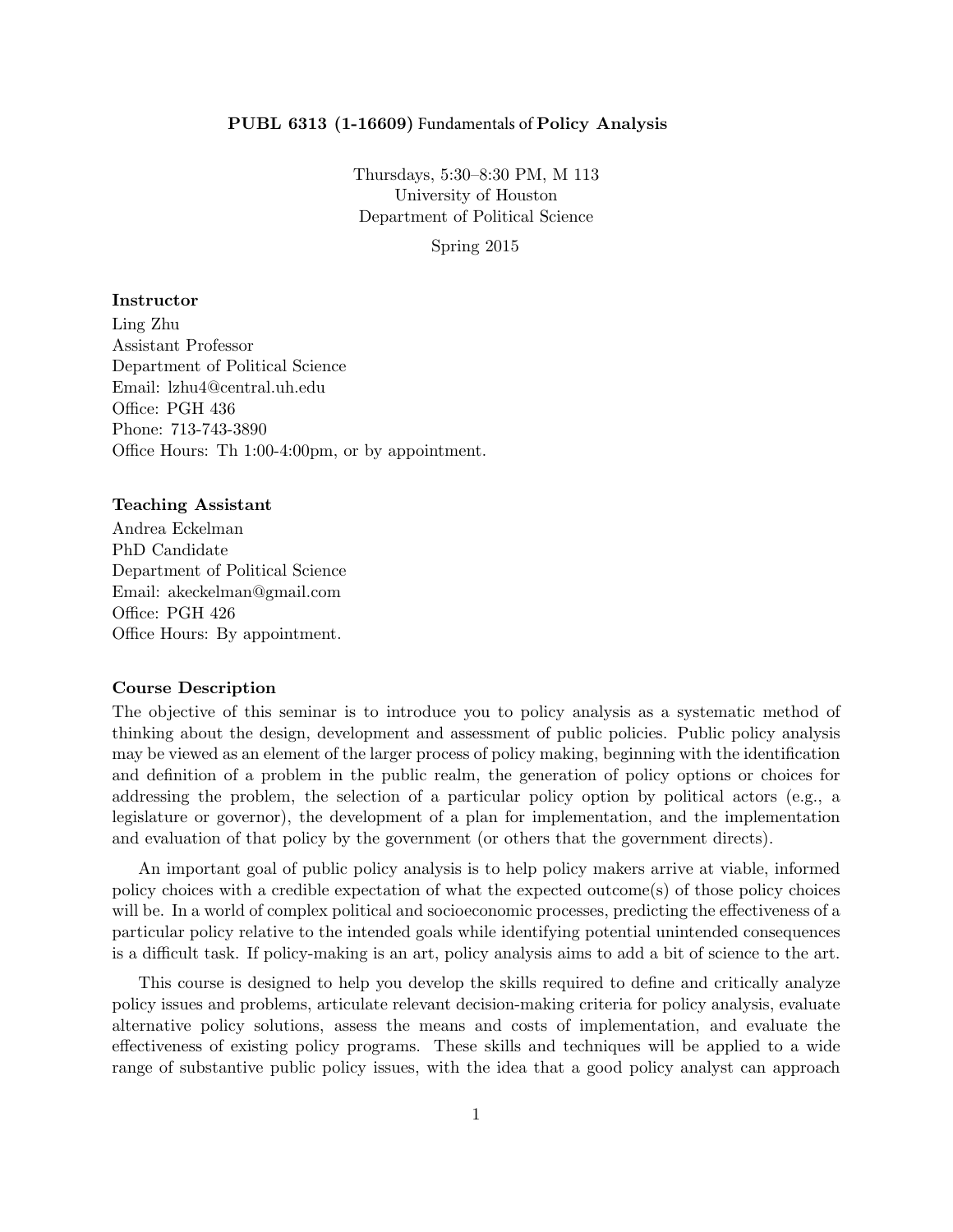# PUBL 6313 (1-16609) Fundamentals of Policy Analysis

Thursdays, 5:30–8:30 PM, M 113
University of Houston
Department of Political Science

Spring 2015

### Instructor

Ling Zhu
Assistant Professor
Department of Political Science
Email: lzhu4@central.uh.edu
Office: PGH 436
Phone: 713-743-3890
Office Hours: Th 1:00-4:00pm, or by appointment.

### Teaching Assistant

Andrea Eckelman
PhD Candidate
Department of Political Science
Email: akeckelman@gmail.com
Office: PGH 426
Office Hours: By appointment.

### Course Description

The objective of this seminar is to introduce you to policy analysis as a systematic method of thinking about the design, development and assessment of public policies. Public policy analysis may be viewed as an element of the larger process of policy making, beginning with the identification and definition of a problem in the public realm, the generation of policy options or choices for addressing the problem, the selection of a particular policy option by political actors (e.g., a legislature or governor), the development of a plan for implementation, and the implementation and evaluation of that policy by the government (or others that the government directs).

An important goal of public policy analysis is to help policy makers arrive at viable, informed policy choices with a credible expectation of what the expected outcome(s) of those policy choices will be. In a world of complex political and socioeconomic processes, predicting the effectiveness of a particular policy relative to the intended goals while identifying potential unintended consequences is a difficult task. If policy-making is an art, policy analysis aims to add a bit of science to the art.

This course is designed to help you develop the skills required to define and critically analyze policy issues and problems, articulate relevant decision-making criteria for policy analysis, evaluate alternative policy solutions, assess the means and costs of implementation, and evaluate the effectiveness of existing policy programs. These skills and techniques will be applied to a wide range of substantive public policy issues, with the idea that a good policy analyst can approach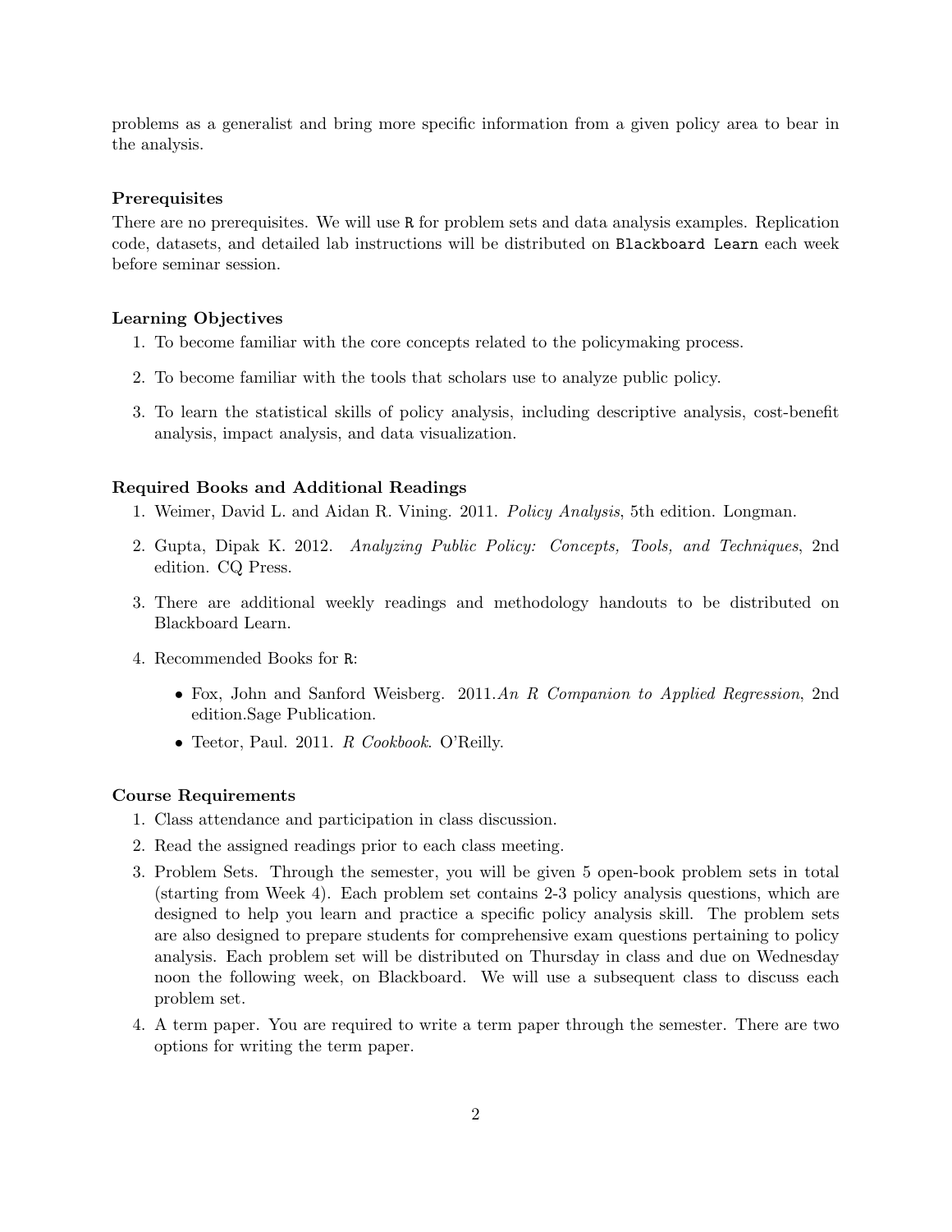problems as a generalist and bring more specific information from a given policy area to bear in the analysis.

### Prerequisites

There are no prerequisites. We will use `R` for problem sets and data analysis examples. Replication code, datasets, and detailed lab instructions will be distributed on `Blackboard Learn` each week before seminar session.

### Learning Objectives

1. To become familiar with the core concepts related to the policymaking process.
2. To become familiar with the tools that scholars use to analyze public policy.
3. To learn the statistical skills of policy analysis, including descriptive analysis, cost-benefit analysis, impact analysis, and data visualization.

### Required Books and Additional Readings

1. Weimer, David L. and Aidan R. Vining. 2011. *Policy Analysis*, 5th edition. Longman.
2. Gupta, Dipak K. 2012. *Analyzing Public Policy: Concepts, Tools, and Techniques*, 2nd edition. CQ Press.
3. There are additional weekly readings and methodology handouts to be distributed on Blackboard Learn.
4. Recommended Books for `R`:
   - Fox, John and Sanford Weisberg. 2011.*An R Companion to Applied Regression*, 2nd edition.Sage Publication.
   - Teetor, Paul. 2011. *R Cookbook*. O'Reilly.

### Course Requirements

1. Class attendance and participation in class discussion.
2. Read the assigned readings prior to each class meeting.
3. Problem Sets. Through the semester, you will be given 5 open-book problem sets in total (starting from Week 4). Each problem set contains 2-3 policy analysis questions, which are designed to help you learn and practice a specific policy analysis skill. The problem sets are also designed to prepare students for comprehensive exam questions pertaining to policy analysis. Each problem set will be distributed on Thursday in class and due on Wednesday noon the following week, on Blackboard. We will use a subsequent class to discuss each problem set.
4. A term paper. You are required to write a term paper through the semester. There are two options for writing the term paper.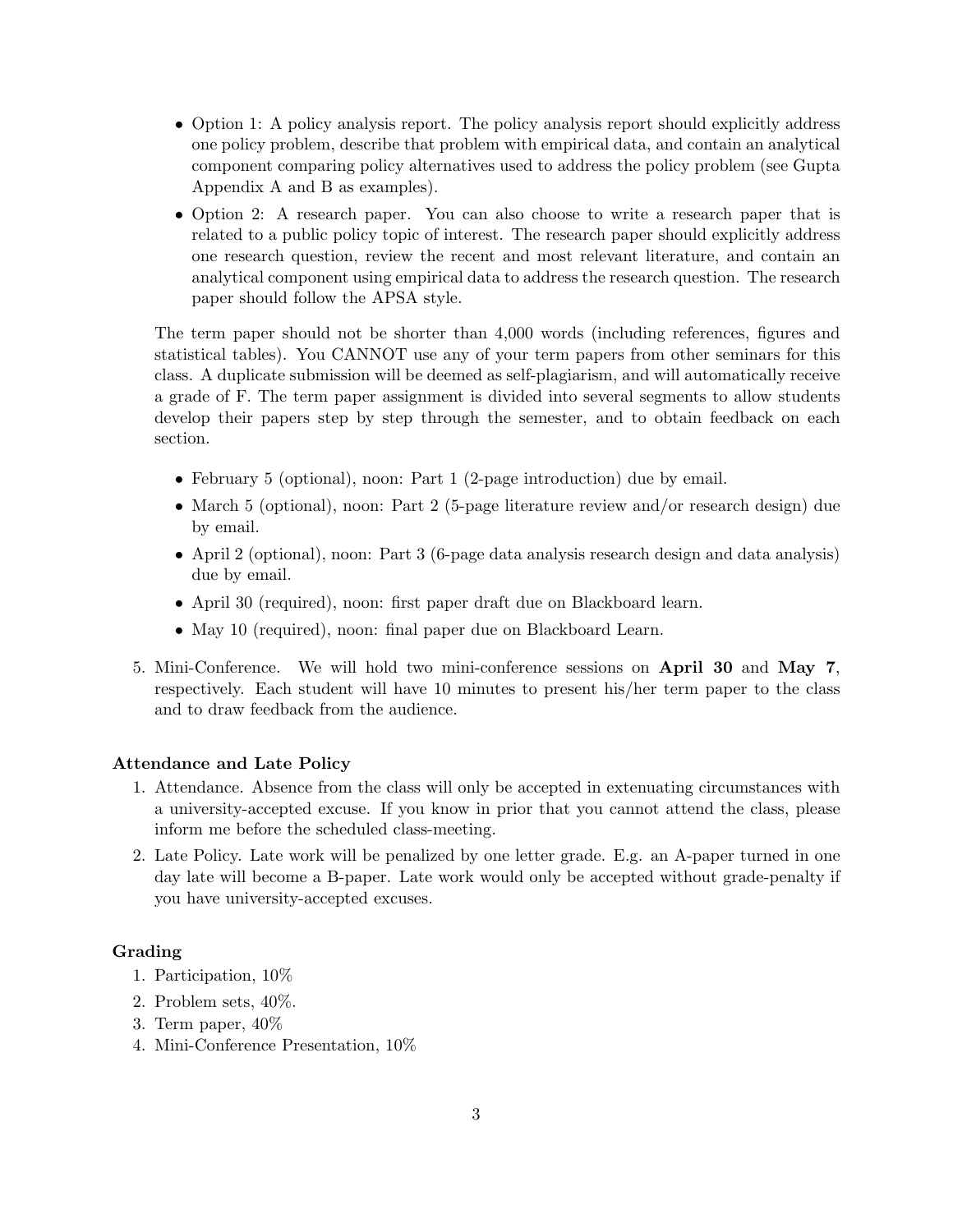- Option 1: A policy analysis report. The policy analysis report should explicitly address one policy problem, describe that problem with empirical data, and contain an analytical component comparing policy alternatives used to address the policy problem (see Gupta Appendix A and B as examples).
- Option 2: A research paper. You can also choose to write a research paper that is related to a public policy topic of interest. The research paper should explicitly address one research question, review the recent and most relevant literature, and contain an analytical component using empirical data to address the research question. The research paper should follow the APSA style.

The term paper should not be shorter than 4,000 words (including references, figures and statistical tables). You CANNOT use any of your term papers from other seminars for this class. A duplicate submission will be deemed as self-plagiarism, and will automatically receive a grade of F. The term paper assignment is divided into several segments to allow students develop their papers step by step through the semester, and to obtain feedback on each section.

- February 5 (optional), noon: Part 1 (2-page introduction) due by email.
- March 5 (optional), noon: Part 2 (5-page literature review and/or research design) due by email.
- April 2 (optional), noon: Part 3 (6-page data analysis research design and data analysis) due by email.
- April 30 (required), noon: first paper draft due on Blackboard learn.
- May 10 (required), noon: final paper due on Blackboard Learn.

5. Mini-Conference. We will hold two mini-conference sessions on **April 30** and **May 7**, respectively. Each student will have 10 minutes to present his/her term paper to the class and to draw feedback from the audience.

### Attendance and Late Policy

1. Attendance. Absence from the class will only be accepted in extenuating circumstances with a university-accepted excuse. If you know in prior that you cannot attend the class, please inform me before the scheduled class-meeting.
2. Late Policy. Late work will be penalized by one letter grade. E.g. an A-paper turned in one day late will become a B-paper. Late work would only be accepted without grade-penalty if you have university-accepted excuses.

### Grading

1. Participation, 10%
2. Problem sets, 40%.
3. Term paper, 40%
4. Mini-Conference Presentation, 10%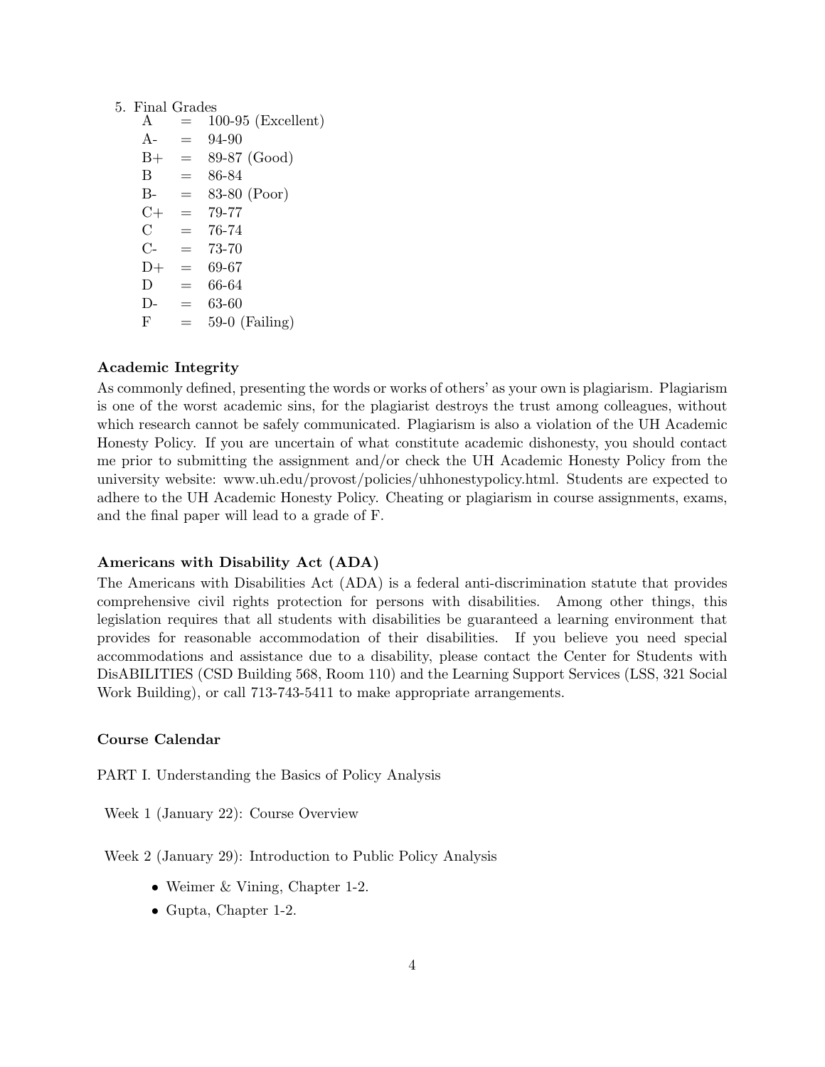5. Final Grades

| | | |
|---|---|---|
| A | = | 100-95 (Excellent) |
| A- | = | 94-90 |
| B+ | = | 89-87 (Good) |
| B | = | 86-84 |
| B- | = | 83-80 (Poor) |
| C+ | = | 79-77 |
| C | = | 76-74 |
| C- | = | 73-70 |
| D+ | = | 69-67 |
| D | = | 66-64 |
| D- | = | 63-60 |
| F | = | 59-0 (Failing) |

### Academic Integrity

As commonly defined, presenting the words or works of others' as your own is plagiarism. Plagiarism is one of the worst academic sins, for the plagiarist destroys the trust among colleagues, without which research cannot be safely communicated. Plagiarism is also a violation of the UH Academic Honesty Policy. If you are uncertain of what constitute academic dishonesty, you should contact me prior to submitting the assignment and/or check the UH Academic Honesty Policy from the university website: www.uh.edu/provost/policies/uhhonestypolicy.html. Students are expected to adhere to the UH Academic Honesty Policy. Cheating or plagiarism in course assignments, exams, and the final paper will lead to a grade of F.

### Americans with Disability Act (ADA)

The Americans with Disabilities Act (ADA) is a federal anti-discrimination statute that provides comprehensive civil rights protection for persons with disabilities. Among other things, this legislation requires that all students with disabilities be guaranteed a learning environment that provides for reasonable accommodation of their disabilities. If you believe you need special accommodations and assistance due to a disability, please contact the Center for Students with DisABILITIES (CSD Building 568, Room 110) and the Learning Support Services (LSS, 321 Social Work Building), or call 713-743-5411 to make appropriate arrangements.

### Course Calendar

PART I. Understanding the Basics of Policy Analysis

Week 1 (January 22): Course Overview

Week 2 (January 29): Introduction to Public Policy Analysis

- Weimer & Vining, Chapter 1-2.
- Gupta, Chapter 1-2.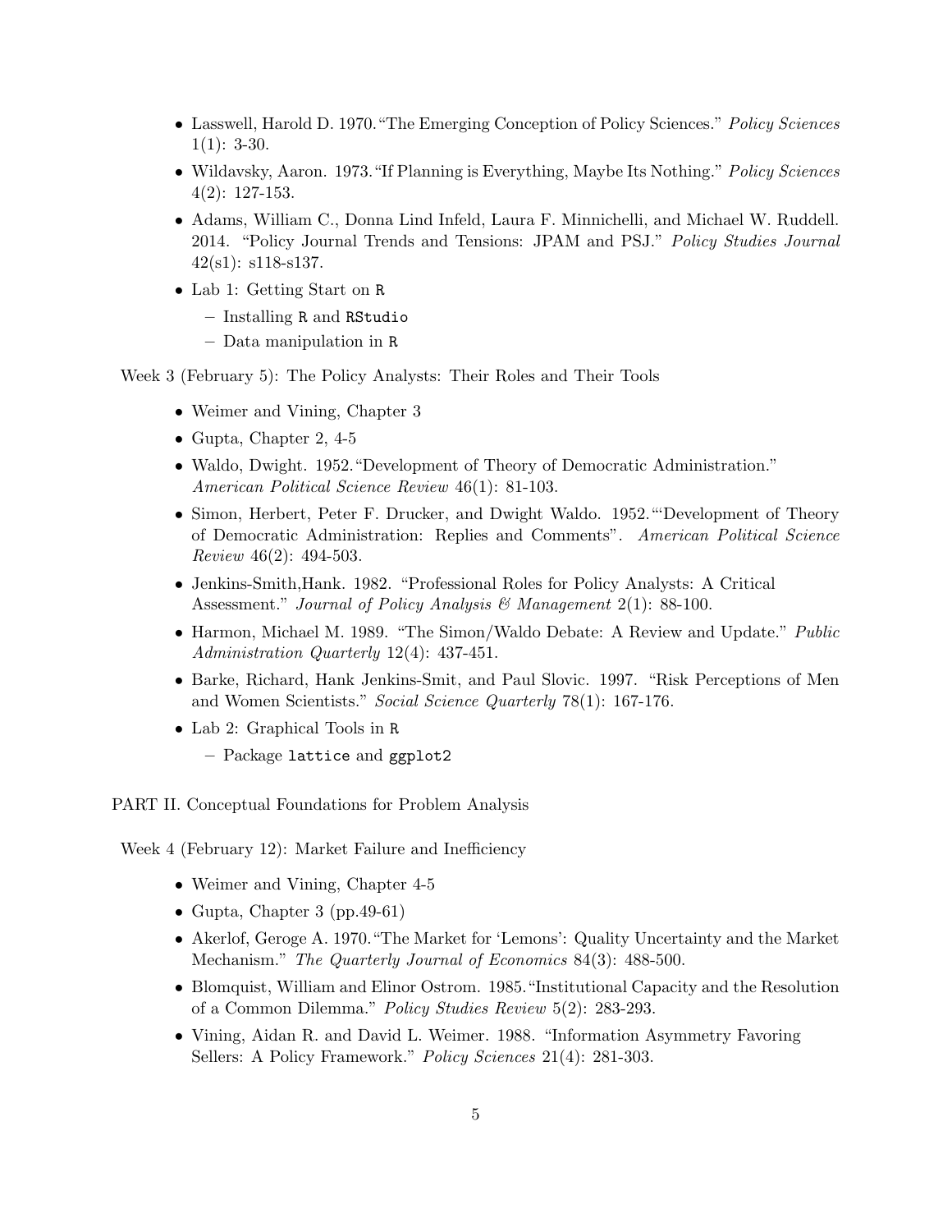- Lasswell, Harold D. 1970."The Emerging Conception of Policy Sciences." *Policy Sciences* 1(1): 3-30.
- Wildavsky, Aaron. 1973."If Planning is Everything, Maybe Its Nothing." *Policy Sciences* 4(2): 127-153.
- Adams, William C., Donna Lind Infeld, Laura F. Minnichelli, and Michael W. Ruddell. 2014. "Policy Journal Trends and Tensions: JPAM and PSJ." *Policy Studies Journal* 42(s1): s118-s137.
- Lab 1: Getting Start on `R`
  - Installing `R` and `RStudio`
  - Data manipulation in `R`

Week 3 (February 5): The Policy Analysts: Their Roles and Their Tools

- Weimer and Vining, Chapter 3
- Gupta, Chapter 2, 4-5
- Waldo, Dwight. 1952."Development of Theory of Democratic Administration." *American Political Science Review* 46(1): 81-103.
- Simon, Herbert, Peter F. Drucker, and Dwight Waldo. 1952."'Development of Theory of Democratic Administration: Replies and Comments". *American Political Science Review* 46(2): 494-503.
- Jenkins-Smith,Hank. 1982. "Professional Roles for Policy Analysts: A Critical Assessment." *Journal of Policy Analysis & Management* 2(1): 88-100.
- Harmon, Michael M. 1989. "The Simon/Waldo Debate: A Review and Update." *Public Administration Quarterly* 12(4): 437-451.
- Barke, Richard, Hank Jenkins-Smit, and Paul Slovic. 1997. "Risk Perceptions of Men and Women Scientists." *Social Science Quarterly* 78(1): 167-176.
- Lab 2: Graphical Tools in `R`
  - Package `lattice` and `ggplot2`

PART II. Conceptual Foundations for Problem Analysis

Week 4 (February 12): Market Failure and Inefficiency

- Weimer and Vining, Chapter 4-5
- Gupta, Chapter 3 (pp.49-61)
- Akerlof, Geroge A. 1970."The Market for 'Lemons': Quality Uncertainty and the Market Mechanism." *The Quarterly Journal of Economics* 84(3): 488-500.
- Blomquist, William and Elinor Ostrom. 1985."Institutional Capacity and the Resolution of a Common Dilemma." *Policy Studies Review* 5(2): 283-293.
- Vining, Aidan R. and David L. Weimer. 1988. "Information Asymmetry Favoring Sellers: A Policy Framework." *Policy Sciences* 21(4): 281-303.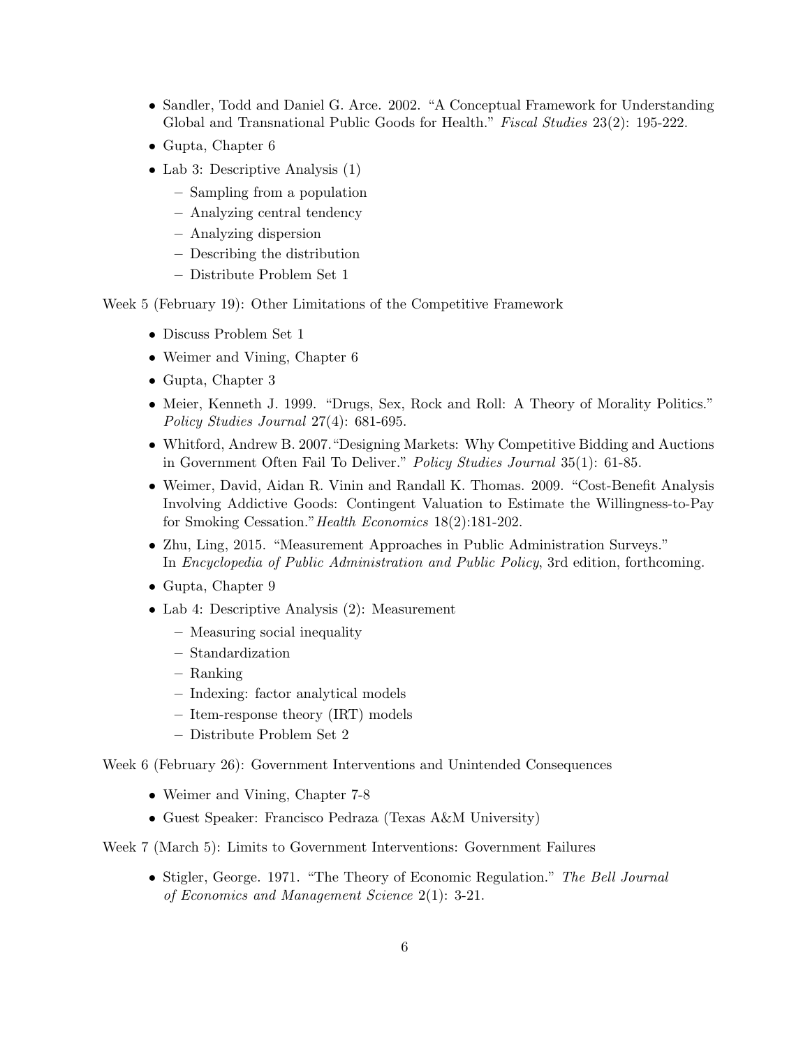- Sandler, Todd and Daniel G. Arce. 2002. "A Conceptual Framework for Understanding Global and Transnational Public Goods for Health." *Fiscal Studies* 23(2): 195-222.
- Gupta, Chapter 6
- Lab 3: Descriptive Analysis (1)
  - Sampling from a population
  - Analyzing central tendency
  - Analyzing dispersion
  - Describing the distribution
  - Distribute Problem Set 1

Week 5 (February 19): Other Limitations of the Competitive Framework

- Discuss Problem Set 1
- Weimer and Vining, Chapter 6
- Gupta, Chapter 3
- Meier, Kenneth J. 1999. "Drugs, Sex, Rock and Roll: A Theory of Morality Politics." *Policy Studies Journal* 27(4): 681-695.
- Whitford, Andrew B. 2007."Designing Markets: Why Competitive Bidding and Auctions in Government Often Fail To Deliver." *Policy Studies Journal* 35(1): 61-85.
- Weimer, David, Aidan R. Vinin and Randall K. Thomas. 2009. "Cost-Benefit Analysis Involving Addictive Goods: Contingent Valuation to Estimate the Willingness-to-Pay for Smoking Cessation."*Health Economics* 18(2):181-202.
- Zhu, Ling, 2015. "Measurement Approaches in Public Administration Surveys." In *Encyclopedia of Public Administration and Public Policy*, 3rd edition, forthcoming.
- Gupta, Chapter 9
- Lab 4: Descriptive Analysis (2): Measurement
  - Measuring social inequality
  - Standardization
  - Ranking
  - Indexing: factor analytical models
  - Item-response theory (IRT) models
  - Distribute Problem Set 2

Week 6 (February 26): Government Interventions and Unintended Consequences

- Weimer and Vining, Chapter 7-8
- Guest Speaker: Francisco Pedraza (Texas A&M University)

Week 7 (March 5): Limits to Government Interventions: Government Failures

- Stigler, George. 1971. "The Theory of Economic Regulation." *The Bell Journal of Economics and Management Science* 2(1): 3-21.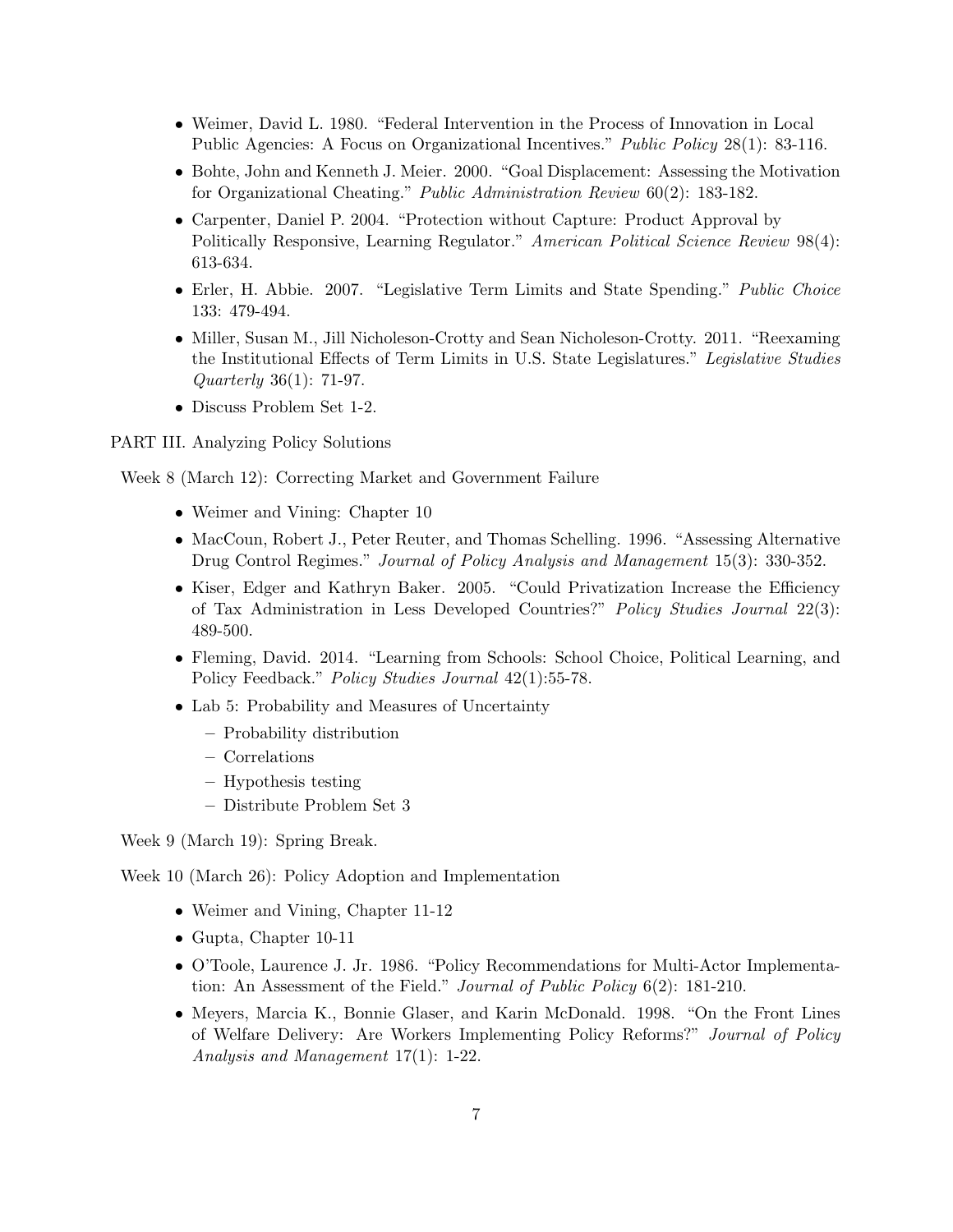- Weimer, David L. 1980. "Federal Intervention in the Process of Innovation in Local Public Agencies: A Focus on Organizational Incentives." *Public Policy* 28(1): 83-116.
- Bohte, John and Kenneth J. Meier. 2000. "Goal Displacement: Assessing the Motivation for Organizational Cheating." *Public Administration Review* 60(2): 183-182.
- Carpenter, Daniel P. 2004. "Protection without Capture: Product Approval by Politically Responsive, Learning Regulator." *American Political Science Review* 98(4): 613-634.
- Erler, H. Abbie. 2007. "Legislative Term Limits and State Spending." *Public Choice* 133: 479-494.
- Miller, Susan M., Jill Nicholeson-Crotty and Sean Nicholeson-Crotty. 2011. "Reexaming the Institutional Effects of Term Limits in U.S. State Legislatures." *Legislative Studies Quarterly* 36(1): 71-97.
- Discuss Problem Set 1-2.

PART III. Analyzing Policy Solutions

Week 8 (March 12): Correcting Market and Government Failure

- Weimer and Vining: Chapter 10
- MacCoun, Robert J., Peter Reuter, and Thomas Schelling. 1996. "Assessing Alternative Drug Control Regimes." *Journal of Policy Analysis and Management* 15(3): 330-352.
- Kiser, Edger and Kathryn Baker. 2005. "Could Privatization Increase the Efficiency of Tax Administration in Less Developed Countries?" *Policy Studies Journal* 22(3): 489-500.
- Fleming, David. 2014. "Learning from Schools: School Choice, Political Learning, and Policy Feedback." *Policy Studies Journal* 42(1):55-78.
- Lab 5: Probability and Measures of Uncertainty
  - Probability distribution
  - Correlations
  - Hypothesis testing
  - Distribute Problem Set 3

Week 9 (March 19): Spring Break.

Week 10 (March 26): Policy Adoption and Implementation

- Weimer and Vining, Chapter 11-12
- Gupta, Chapter 10-11
- O'Toole, Laurence J. Jr. 1986. "Policy Recommendations for Multi-Actor Implementation: An Assessment of the Field." *Journal of Public Policy* 6(2): 181-210.
- Meyers, Marcia K., Bonnie Glaser, and Karin McDonald. 1998. "On the Front Lines of Welfare Delivery: Are Workers Implementing Policy Reforms?" *Journal of Policy Analysis and Management* 17(1): 1-22.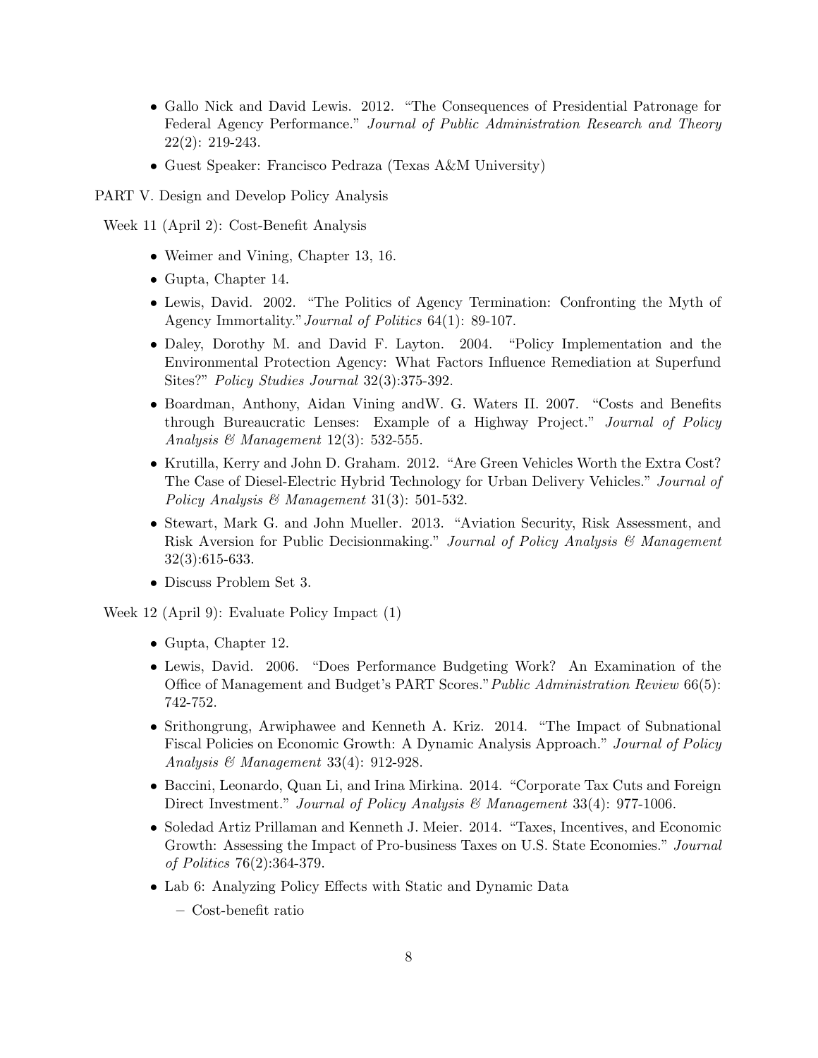- Gallo Nick and David Lewis. 2012. "The Consequences of Presidential Patronage for Federal Agency Performance." *Journal of Public Administration Research and Theory* 22(2): 219-243.
- Guest Speaker: Francisco Pedraza (Texas A&M University)

PART V. Design and Develop Policy Analysis

Week 11 (April 2): Cost-Benefit Analysis

- Weimer and Vining, Chapter 13, 16.
- Gupta, Chapter 14.
- Lewis, David. 2002. "The Politics of Agency Termination: Confronting the Myth of Agency Immortality."*Journal of Politics* 64(1): 89-107.
- Daley, Dorothy M. and David F. Layton. 2004. "Policy Implementation and the Environmental Protection Agency: What Factors Influence Remediation at Superfund Sites?" *Policy Studies Journal* 32(3):375-392.
- Boardman, Anthony, Aidan Vining andW. G. Waters II. 2007. "Costs and Benefits through Bureaucratic Lenses: Example of a Highway Project." *Journal of Policy Analysis & Management* 12(3): 532-555.
- Krutilla, Kerry and John D. Graham. 2012. "Are Green Vehicles Worth the Extra Cost? The Case of Diesel-Electric Hybrid Technology for Urban Delivery Vehicles." *Journal of Policy Analysis & Management* 31(3): 501-532.
- Stewart, Mark G. and John Mueller. 2013. "Aviation Security, Risk Assessment, and Risk Aversion for Public Decisionmaking." *Journal of Policy Analysis & Management* 32(3):615-633.
- Discuss Problem Set 3.

Week 12 (April 9): Evaluate Policy Impact (1)

- Gupta, Chapter 12.
- Lewis, David. 2006. "Does Performance Budgeting Work? An Examination of the Office of Management and Budget's PART Scores."*Public Administration Review* 66(5): 742-752.
- Srithongrung, Arwiphawee and Kenneth A. Kriz. 2014. "The Impact of Subnational Fiscal Policies on Economic Growth: A Dynamic Analysis Approach." *Journal of Policy Analysis & Management* 33(4): 912-928.
- Baccini, Leonardo, Quan Li, and Irina Mirkina. 2014. "Corporate Tax Cuts and Foreign Direct Investment." *Journal of Policy Analysis & Management* 33(4): 977-1006.
- Soledad Artiz Prillaman and Kenneth J. Meier. 2014. "Taxes, Incentives, and Economic Growth: Assessing the Impact of Pro-business Taxes on U.S. State Economies." *Journal of Politics* 76(2):364-379.
- Lab 6: Analyzing Policy Effects with Static and Dynamic Data
  - Cost-benefit ratio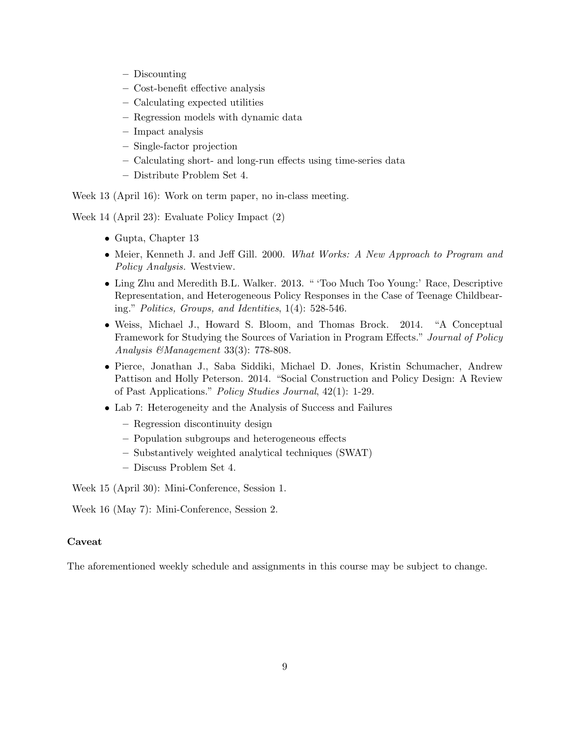- Discounting
  - Cost-benefit effective analysis
  - Calculating expected utilities
  - Regression models with dynamic data
  - Impact analysis
  - Single-factor projection
  - Calculating short- and long-run effects using time-series data
  - Distribute Problem Set 4.

Week 13 (April 16): Work on term paper, no in-class meeting.

Week 14 (April 23): Evaluate Policy Impact (2)

- Gupta, Chapter 13
- Meier, Kenneth J. and Jeff Gill. 2000. *What Works: A New Approach to Program and Policy Analysis.* Westview.
- Ling Zhu and Meredith B.L. Walker. 2013. " 'Too Much Too Young:' Race, Descriptive Representation, and Heterogeneous Policy Responses in the Case of Teenage Childbearing." *Politics, Groups, and Identities*, 1(4): 528-546.
- Weiss, Michael J., Howard S. Bloom, and Thomas Brock. 2014. "A Conceptual Framework for Studying the Sources of Variation in Program Effects." *Journal of Policy Analysis &Management* 33(3): 778-808.
- Pierce, Jonathan J., Saba Siddiki, Michael D. Jones, Kristin Schumacher, Andrew Pattison and Holly Peterson. 2014. "Social Construction and Policy Design: A Review of Past Applications." *Policy Studies Journal*, 42(1): 1-29.
- Lab 7: Heterogeneity and the Analysis of Success and Failures
  - Regression discontinuity design
  - Population subgroups and heterogeneous effects
  - Substantively weighted analytical techniques (SWAT)
  - Discuss Problem Set 4.

Week 15 (April 30): Mini-Conference, Session 1.

Week 16 (May 7): Mini-Conference, Session 2.

**Caveat**

The aforementioned weekly schedule and assignments in this course may be subject to change.